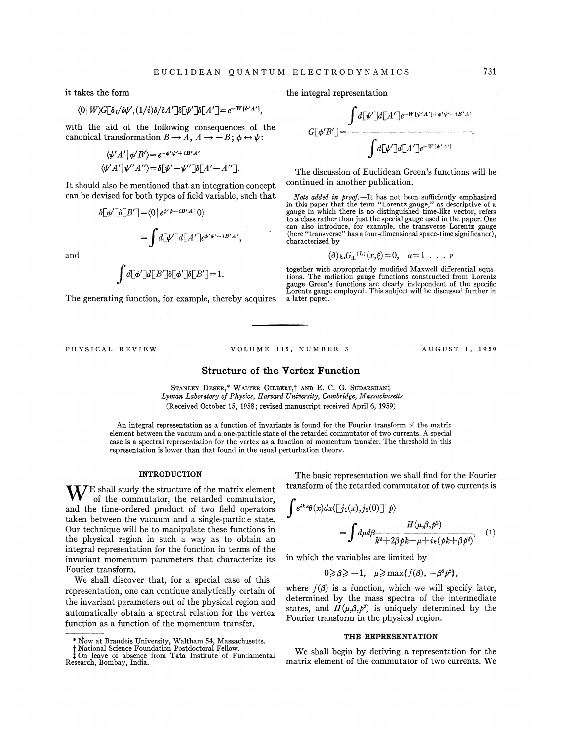it takes the form

$$\langle 0|W\rangle G[\delta_l/\delta\psi',(1/i)\delta/\delta A']\delta[\psi']\delta[A']=e^{-W[\psi' A']},$$

with the aid of the following consequences of the canonical transformation $B\rightarrow A$, $A\rightarrow -B$; $\phi\leftrightarrow\psi$:

$$\langle\psi' A'|\phi' B'\rangle=e^{-\phi'\psi'+iB'A'}$$
$$\langle\psi' A'|\psi'' A''\rangle=\delta[\psi'-\psi'']\delta[A'-A''].$$

It should also be mentioned that an integration concept can be devised for both types of field variable, such that

$$\delta[\phi']\delta[B']=\langle 0|e^{\phi'\psi-iB'A}|0\rangle$$
$$=\int d[\psi']d[A']e^{\phi'\psi'-iB'A'},$$

and

$$\int d[\phi']d[B']\delta[\phi']\delta[B']=1.$$

The generating function, for example, thereby acquires the integral representation

$$G[\phi' B']=\frac{\int d[\psi']d[A']e^{-W[\psi' A']+\phi'\psi'-iB'A'}}{\int d[\psi']d[A']e^{-W[\psi' A']}}.$$

The discussion of Euclidean Green's functions will be continued in another publication.

*Note added in proof.*—It has not been sufficiently emphasized in this paper that the term "Lorentz gauge," as descriptive of a gauge in which there is no distinguished time-like vector, refers to a class rather than just the special gauge used in the paper. One can also introduce, for example, the transverse Lorentz gauge (here "transverse" has a four-dimensional space-time significance), characterized by

$$(\partial)_{\xi\alpha}G_{\pm}^{(L)}(x,\xi)=0,\quad \alpha=1\ \ldots\ \nu$$

together with appropriately modified Maxwell differential equations. The radiation gauge functions constructed from Lorentz gauge Green's functions are clearly independent of the specific Lorentz gauge employed. This subject will be discussed further in a later paper.

---

PHYSICAL REVIEW VOLUME 115, NUMBER 3 AUGUST 1, 1959

# Structure of the Vertex Function

STANLEY DESER,* WALTER GILBERT,† AND E. C. G. SUDARSHAN‡
*Lyman Laboratory of Physics, Harvard University, Cambridge, Massachusetts*
(Received October 15, 1958; revised manuscript received April 6, 1959)

An integral representation as a function of invariants is found for the Fourier transform of the matrix element between the vacuum and a one-particle state of the retarded commutator of two currents. A special case is a spectral representation for the vertex as a function of momentum transfer. The threshold in this representation is lower than that found in the usual perturbation theory.

## INTRODUCTION

We shall study the structure of the matrix element of the commutator, the retarded commutator, and the time-ordered product of two field operators taken between the vacuum and a single-particle state. Our technique will be to manipulate these functions in the physical region in such a way as to obtain an integral representation for the function in terms of the invariant momentum parameters that characterize its Fourier transform.

We shall discover that, for a special case of this representation, one can continue analytically certain of the invariant parameters out of the physical region and automatically obtain a spectral relation for the vertex function as a function of the momentum transfer.

The basic representation we shall find for the Fourier transform of the retarded commutator of two currents is

$$\int e^{ikx}\theta(x)dx\langle[j_1(x),j_2(0)]|p\rangle=\int d\mu d\beta\frac{H(\mu,\beta,p^2)}{k^2+2\beta pk-\mu+i\epsilon(pk+\beta p^2)},\quad(1)$$

in which the variables are limited by

$$0\geqslant\beta\geqslant -1,\quad \mu\geqslant\max\{f(\beta),\,-\beta^2p^2\},$$

where $f(\beta)$ is a function, which we will specify later, determined by the mass spectra of the intermediate states, and $H(\mu,\beta,p^2)$ is uniquely determined by the Fourier transform in the physical region.

## THE REPRESENTATION

We shall begin by deriving a representation for the matrix element of the commutator of two currents. We

---

* Now at Brandeis University, Waltham 54, Massachusetts.
† National Science Foundation Postdoctoral Fellow.
‡ On leave of absence from Tata Institute of Fundamental Research, Bombay, India.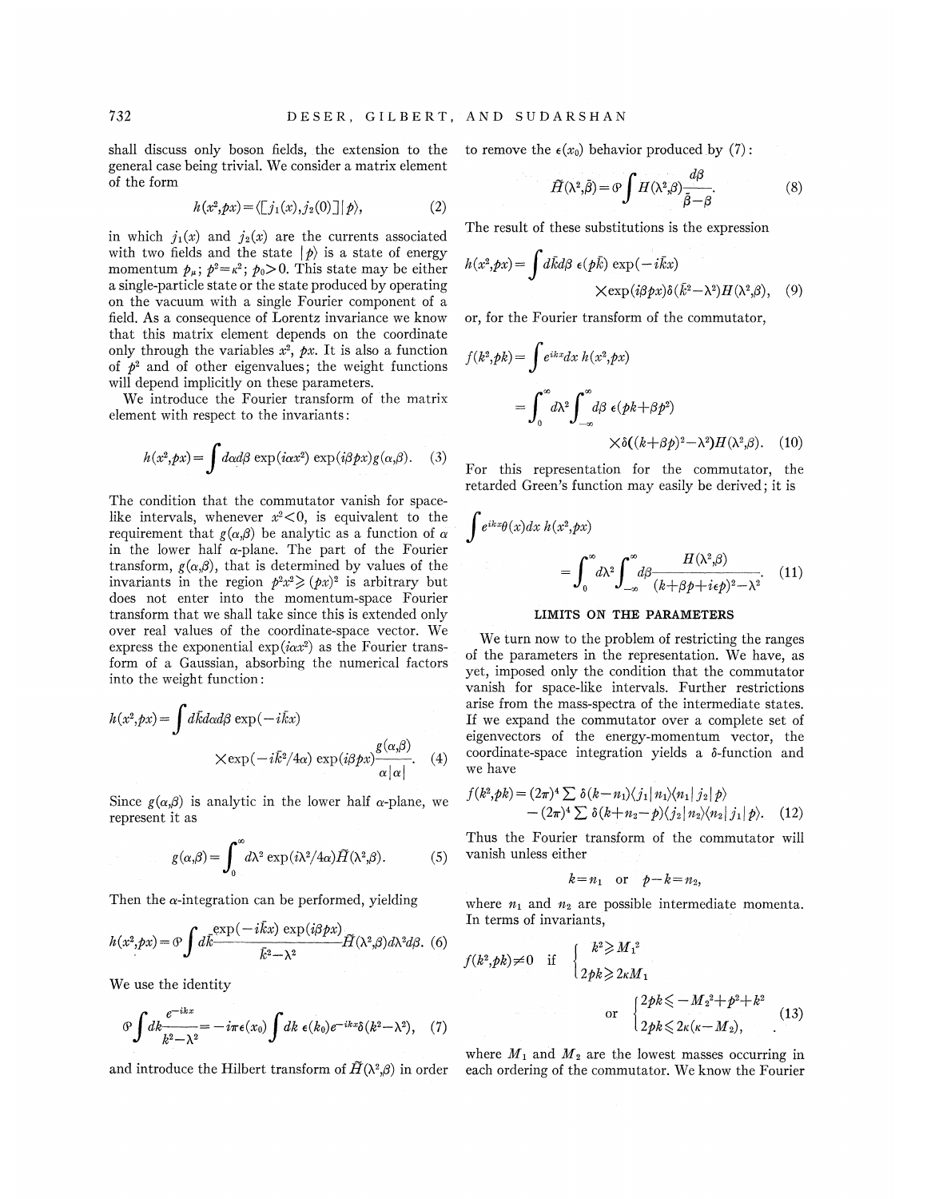shall discuss only boson fields, the extension to the general case being trivial. We consider a matrix element of the form

$$h(x^2,px)=\langle[j_1(x),j_2(0)]|p\rangle, \qquad (2)$$

in which $j_1(x)$ and $j_2(x)$ are the currents associated with two fields and the state $|p\rangle$ is a state of energy momentum $p_\mu$; $p^2=\kappa^2$; $p_0>0$. This state may be either a single-particle state or the state produced by operating on the vacuum with a single Fourier component of a field. As a consequence of Lorentz invariance we know that this matrix element depends on the coordinate only through the variables $x^2$, $px$. It is also a function of $p^2$ and of other eigenvalues; the weight functions will depend implicitly on these parameters.

We introduce the Fourier transform of the matrix element with respect to the invariants:

$$h(x^2,px)=\int d\alpha d\beta \exp(i\alpha x^2)\exp(i\beta px)g(\alpha,\beta). \qquad (3)$$

The condition that the commutator vanish for space-like intervals, whenever $x^2<0$, is equivalent to the requirement that $g(\alpha,\beta)$ be analytic as a function of $\alpha$ in the lower half $\alpha$-plane. The part of the Fourier transform, $g(\alpha,\beta)$, that is determined by values of the invariants in the region $p^2x^2\geqslant(px)^2$ is arbitrary but does not enter into the momentum-space Fourier transform that we shall take since this is extended only over real values of the coordinate-space vector. We express the exponential $\exp(i\alpha x^2)$ as the Fourier transform of a Gaussian, absorbing the numerical factors into the weight function:

$$h(x^2,px)=\int d\bar{k}d\alpha d\beta \exp(-i\bar{k}x)\times\exp(-i\bar{k}^2/4\alpha)\exp(i\beta px)\frac{g(\alpha,\beta)}{\alpha|\alpha|}. \qquad (4)$$

Since $g(\alpha,\beta)$ is analytic in the lower half $\alpha$-plane, we represent it as

$$g(\alpha,\beta)=\int_0^\infty d\lambda^2 \exp(i\lambda^2/4\alpha)\tilde{H}(\lambda^2,\beta). \qquad (5)$$

Then the $\alpha$-integration can be performed, yielding

$$h(x^2,px)=\mathcal{P}\int d\bar{k}\frac{\exp(-i\bar{k}x)\exp(i\beta px)}{\bar{k}^2-\lambda^2}\tilde{H}(\lambda^2,\beta)d\lambda^2 d\beta. \qquad (6)$$

We use the identity

$$\mathcal{P}\int dk\frac{e^{-ikx}}{k^2-\lambda^2}=-i\pi\epsilon(x_0)\int dk\ \epsilon(k_0)e^{-ikx}\delta(k^2-\lambda^2), \qquad (7)$$

and introduce the Hilbert transform of $\tilde{H}(\lambda^2,\beta)$ in order to remove the $\epsilon(x_0)$ behavior produced by (7):

$$\tilde{H}(\lambda^2,\bar{\beta})=\mathcal{P}\int H(\lambda^2,\beta)\frac{d\beta}{\bar{\beta}-\beta}. \qquad (8)$$

The result of these substitutions is the expression

$$h(x^2,px)=\int d\bar{k}d\beta\ \epsilon(p\bar{k})\exp(-i\bar{k}x)\times\exp(i\beta px)\delta(\bar{k}^2-\lambda^2)H(\lambda^2,\beta), \qquad (9)$$

or, for the Fourier transform of the commutator,

$$\begin{aligned}f(k^2,pk)&=\int e^{ikx}dx\ h(x^2,px)\\&=\int_0^\infty d\lambda^2\int_{-\infty}^{\infty}d\beta\ \epsilon(pk+\beta p^2)\times\delta((k+\beta p)^2-\lambda^2)H(\lambda^2,\beta). \qquad (10)\end{aligned}$$

For this representation for the commutator, the retarded Green's function may easily be derived; it is

$$\int e^{ikx}\theta(x)dx\ h(x^2,px)=\int_0^\infty d\lambda^2\int_{-\infty}^{\infty}d\beta\frac{H(\lambda^2,\beta)}{(k+\beta p+i\epsilon p)^2-\lambda^2}. \qquad (11)$$

## LIMITS ON THE PARAMETERS

We turn now to the problem of restricting the ranges of the parameters in the representation. We have, as yet, imposed only the condition that the commutator vanish for space-like intervals. Further restrictions arise from the mass-spectra of the intermediate states. If we expand the commutator over a complete set of eigenvectors of the energy-momentum vector, the coordinate-space integration yields a $\delta$-function and we have

$$f(k^2,pk)=(2\pi)^4\sum\delta(k-n_1)\langle j_1|n_1\rangle\langle n_1|j_2|p\rangle-(2\pi)^4\sum\delta(k+n_2-p)\langle j_2|n_2\rangle\langle n_2|j_1|p\rangle. \qquad (12)$$

Thus the Fourier transform of the commutator will vanish unless either

$$k=n_1 \quad\text{or}\quad p-k=n_2,$$

where $n_1$ and $n_2$ are possible intermediate momenta. In terms of invariants,

$$f(k^2,pk)\neq 0 \quad\text{if}\quad \begin{cases}k^2\geqslant M_1^2\\ 2pk\geqslant 2\kappa M_1\end{cases}$$

$$\text{or}\quad \begin{cases}2pk\leqslant -M_2^2+p^2+k^2\\ 2pk\leqslant 2\kappa(\kappa-M_2),\end{cases} \qquad (13)$$

where $M_1$ and $M_2$ are the lowest masses occurring in each ordering of the commutator. We know the Fourier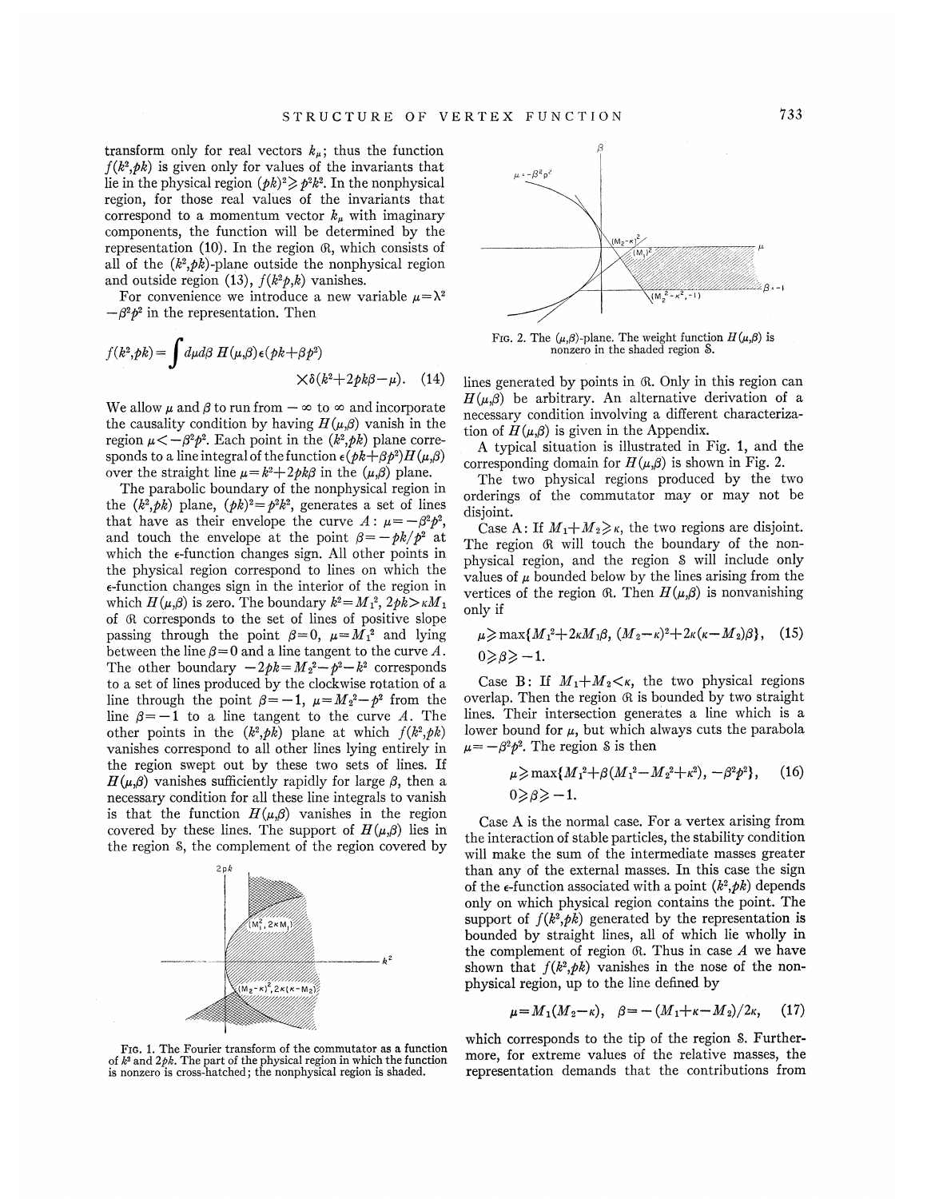transform only for real vectors $k_\mu$; thus the function $f(k^2,pk)$ is given only for values of the invariants that lie in the physical region $(pk)^2 \geqslant p^2k^2$. In the nonphysical region, for those real values of the invariants that correspond to a momentum vector $k_\mu$ with imaginary components, the function will be determined by the representation (10). In the region $\mathfrak{R}$, which consists of all of the $(k^2,pk)$-plane outside the nonphysical region and outside region (13), $f(k^2p,k)$ vanishes.

For convenience we introduce a new variable $\mu = \lambda^2 - \beta^2 p^2$ in the representation. Then

$$f(k^2,pk) = \int d\mu d\beta \, H(\mu,\beta)\epsilon(pk+\beta p^2) \times \delta(k^2+2pk\beta-\mu). \quad (14)$$

We allow $\mu$ and $\beta$ to run from $-\infty$ to $\infty$ and incorporate the causality condition by having $H(\mu,\beta)$ vanish in the region $\mu < -\beta^2 p^2$. Each point in the $(k^2,pk)$ plane corresponds to a line integral of the function $\epsilon(pk+\beta p^2)H(\mu,\beta)$ over the straight line $\mu = k^2 + 2pk\beta$ in the $(\mu,\beta)$ plane.

The parabolic boundary of the nonphysical region in the $(k^2,pk)$ plane, $(pk)^2 = p^2k^2$, generates a set of lines that have as their envelope the curve $A$: $\mu = -\beta^2 p^2$, and touch the envelope at the point $\beta = -pk/p^2$ at which the $\epsilon$-function changes sign. All other points in the physical region correspond to lines on which the $\epsilon$-function changes sign in the interior of the region in which $H(\mu,\beta)$ is zero. The boundary $k^2 = M_1^2$, $2pk > \kappa M_1$ of $\mathfrak{R}$ corresponds to the set of lines of positive slope passing through the point $\beta = 0$, $\mu = M_1^2$ and lying between the line $\beta = 0$ and a line tangent to the curve $A$. The other boundary $-2pk = M_2^2 - p^2 - k^2$ corresponds to a set of lines produced by the clockwise rotation of a line through the point $\beta = -1$, $\mu = M_2^2 - p^2$ from the line $\beta = -1$ to a line tangent to the curve $A$. The other points in the $(k^2,pk)$ plane at which $f(k^2,pk)$ vanishes correspond to all other lines lying entirely in the region swept out by these two sets of lines. If $H(\mu,\beta)$ vanishes sufficiently rapidly for large $\beta$, then a necessary condition for all these line integrals to vanish is that the function $H(\mu,\beta)$ vanishes in the region covered by these lines. The support of $H(\mu,\beta)$ lies in the region $\mathcal{S}$, the complement of the region covered by lines generated by points in $\mathfrak{R}$. Only in this region can $H(\mu,\beta)$ be arbitrary. An alternative derivation of a necessary condition involving a different characterization of $H(\mu,\beta)$ is given in the Appendix.

FIG. 1. The Fourier transform of the commutator as a function of $k^2$ and $2pk$. The part of the physical region in which the function is nonzero is cross-hatched; the nonphysical region is shaded.

FIG. 2. The $(\mu,\beta)$-plane. The weight function $H(\mu,\beta)$ is nonzero in the shaded region $\mathcal{S}$.

A typical situation is illustrated in Fig. 1, and the corresponding domain for $H(\mu,\beta)$ is shown in Fig. 2.

The two physical regions produced by the two orderings of the commutator may or may not be disjoint.

Case A: If $M_1 + M_2 \geqslant \kappa$, the two regions are disjoint. The region $\mathfrak{R}$ will touch the boundary of the nonphysical region, and the region $\mathcal{S}$ will include only values of $\mu$ bounded below by the lines arising from the vertices of the region $\mathfrak{R}$. Then $H(\mu,\beta)$ is nonvanishing only if

$$\mu \geqslant \max\{M_1^2 + 2\kappa M_1\beta,\ (M_2-\kappa)^2 + 2\kappa(\kappa - M_2)\beta\}, \quad (15)$$
$$0 \geqslant \beta \geqslant -1.$$

Case B: If $M_1 + M_2 < \kappa$, the two physical regions overlap. Then the region $\mathfrak{R}$ is bounded by two straight lines. Their intersection generates a line which is a lower bound for $\mu$, but which always cuts the parabola $\mu = -\beta^2 p^2$. The region $\mathcal{S}$ is then

$$\mu \geqslant \max\{M_1^2 + \beta(M_1^2 - M_2^2 + \kappa^2),\ -\beta^2 p^2\}, \quad (16)$$
$$0 \geqslant \beta \geqslant -1.$$

Case A is the normal case. For a vertex arising from the interaction of stable particles, the stability condition will make the sum of the intermediate masses greater than any of the external masses. In this case the sign of the $\epsilon$-function associated with a point $(k^2,pk)$ depends only on which physical region contains the point. The support of $f(k^2,pk)$ generated by the representation is bounded by straight lines, all of which lie wholly in the complement of region $\mathfrak{R}$. Thus in case $A$ we have shown that $f(k^2,pk)$ vanishes in the nose of the nonphysical region, up to the line defined by

$$\mu = M_1(M_2 - \kappa), \quad \beta = -(M_1 + \kappa - M_2)/2\kappa, \quad (17)$$

which corresponds to the tip of the region $\mathcal{S}$. Furthermore, for extreme values of the relative masses, the representation demands that the contributions from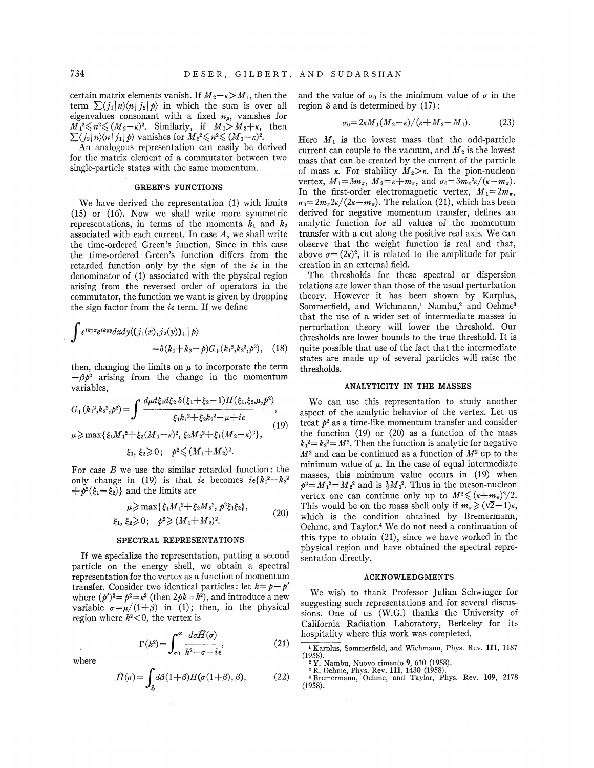certain matrix elements vanish. If $M_2-\kappa>M_1$, then the term $\sum\langle j_1|n\rangle\langle n|j_2|p\rangle$ in which the sum is over all eigenvalues consonant with a fixed $n_\mu$, vanishes for $M_1^2\leqslant n^2\leqslant(M_2-\kappa)^2$. Similarly, if $M_1>M_2+\kappa$, then $\sum\langle j_2|n\rangle\langle n|j_1|p\rangle$ vanishes for $M_2^2\leqslant n^2\leqslant(M_1-\kappa)^2$.

An analogous representation can easily be derived for the matrix element of a commutator between two single-particle states with the same momentum.

## GREEN'S FUNCTIONS

We have derived the representation (1) with limits (15) or (16). Now we shall write more symmetric representations, in terms of the momenta $k_1$ and $k_2$ associated with each current. In case $A$, we shall write the time-ordered Green's function. Since in this case the time-ordered Green's function differs from the retarded function only by the sign of the $i\epsilon$ in the denominator of (1) associated with the physical region arising from the reversed order of operators in the commutator, the function we want is given by dropping the sign factor from the $i\epsilon$ term. If we define

$$\int e^{ik_1x}e^{ik_2y}dxdy\langle(j_1(x),j_2(y))_+|p\rangle =\delta(k_1+k_2-p)G_+(k_1^2,k_2^2,p^2),\quad(18)$$

then, changing the limits on $\mu$ to incorporate the term $-\beta p^2$ arising from the change in the momentum variables,

$$G_+(k_1^2,k_2^2,p^2)=\int\frac{d\mu d\xi_1 d\xi_2\,\delta(\xi_1+\xi_2-1)H(\xi_1,\xi_2,\mu,p^2)}{\xi_1k_1^2+\xi_2k_2^2-\mu+i\epsilon},$$
$$\mu\geqslant\max\{\xi_1M_1^2+\xi_2(M_1-\kappa)^2,\ \xi_2M_2^2+\xi_1(M_2-\kappa)^2\},\quad(19)$$
$$\xi_1,\ \xi_2\geqslant 0;\quad p^2\leqslant(M_1+M_2)^2.$$

For case $B$ we use the similar retarded function: the only change in (19) is that $i\epsilon$ becomes $i\epsilon\{k_1^2-k_2^2+p^2(\xi_1-\xi_2)\}$ and the limits are

$$\mu\geqslant\max\{\xi_1M_1^2+\xi_2M_2^2,\ p^2\xi_1\xi_2\},$$
$$\xi_1,\ \xi_2\geqslant 0;\quad p^2\geqslant(M_1+M_2)^2.\quad(20)$$

## SPECTRAL REPRESENTATIONS

If we specialize the representation, putting a second particle on the energy shell, we obtain a spectral representation for the vertex as a function of momentum transfer. Consider two identical particles: let $k=p-p'$ where $(p')^2=p^2=\kappa^2$ (then $2pk=k^2$), and introduce a new variable $\sigma=\mu/(1+\beta)$ in (1); then, in the physical region where $k^2<0$, the vertex is

$$\Gamma(k^2)=\int_{\sigma_0}^{\infty}\frac{d\sigma\tilde{H}(\sigma)}{k^2-\sigma-i\epsilon},\quad(21)$$

where

$$\tilde{H}(\sigma)=\int_{\mathcal{S}}d\beta(1+\beta)H(\sigma(1+\beta),\beta),\quad(22)$$

and the value of $\sigma_0$ is the minimum value of $\sigma$ in the region $\mathcal{S}$ and is determined by (17):

$$\sigma_0=2\kappa M_1(M_2-\kappa)/(\kappa+M_2-M_1).\quad(23)$$

Here $M_1$ is the lowest mass that the odd-particle current can couple to the vacuum, and $M_2$ is the lowest mass that can be created by the current of the particle of mass $\kappa$. For stability $M_2>\kappa$. In the pion-nucleon vertex, $M_1=3m_\pi$, $M_2=\kappa+m_\pi$, and $\sigma_0=3m_\pi^2\kappa/(\kappa-m_\pi)$. In the first-order electromagnetic vertex, $M_1=2m_\pi$, $\sigma_0=2m_\pi 2\kappa/(2\kappa-m_\pi)$. The relation (21), which has been derived for negative momentum transfer, defines an analytic function for all values of the momentum transfer with a cut along the positive real axis. We can observe that the weight function is real and that, above $\sigma=(2\kappa)^2$, it is related to the amplitude for pair creation in an external field.

The thresholds for these spectral or dispersion relations are lower than those of the usual perturbation theory. However it has been shown by Karplus, Sommerfield, and Wichmann,[1] Nambu,[2] and Oehme[3] that the use of a wider set of intermediate masses in perturbation theory will lower the threshold. Our thresholds are lower bounds to the true threshold. It is quite possible that use of the fact that the intermediate states are made up of several particles will raise the thresholds.

## ANALYTICITY IN THE MASSES

We can use this representation to study another aspect of the analytic behavior of the vertex. Let us treat $p^2$ as a time-like momentum transfer and consider the function (19) or (20) as a function of the mass $k_1^2=k_2^2=M^2$. Then the function is analytic for negative $M^2$ and can be continued as a function of $M^2$ up to the minimum value of $\mu$. In the case of equal intermediate masses, this minimum value occurs in (19) when $p^2=M_1^2=M_2^2$ and is $\frac{1}{2}M_1^2$. Thus in the meson-nucleon vertex one can continue only up to $M^2\leqslant(\kappa+m_\pi)^2/2$. This would be on the mass shell only if $m_\pi\geqslant(\sqrt{2}-1)\kappa$, which is the condition obtained by Bremermann, Oehme, and Taylor.[4] We do not need a continuation of this type to obtain (21), since we have worked in the physical region and have obtained the spectral representation directly.

## ACKNOWLEDGMENTS

We wish to thank Professor Julian Schwinger for suggesting such representations and for several discussions. One of us (W.G.) thanks the University of California Radiation Laboratory, Berkeley for its hospitality where this work was completed.

[1] Karplus, Sommerfield, and Wichmann, Phys. Rev. **111**, 1187 (1958).

[2] Y. Nambu, Nuovo cimento **9**, 610 (1958).

[3] R. Oehme, Phys. Rev. **111**, 1430 (1958).

[4] Bremermann, Oehme, and Taylor, Phys. Rev. **109**, 2178 (1958).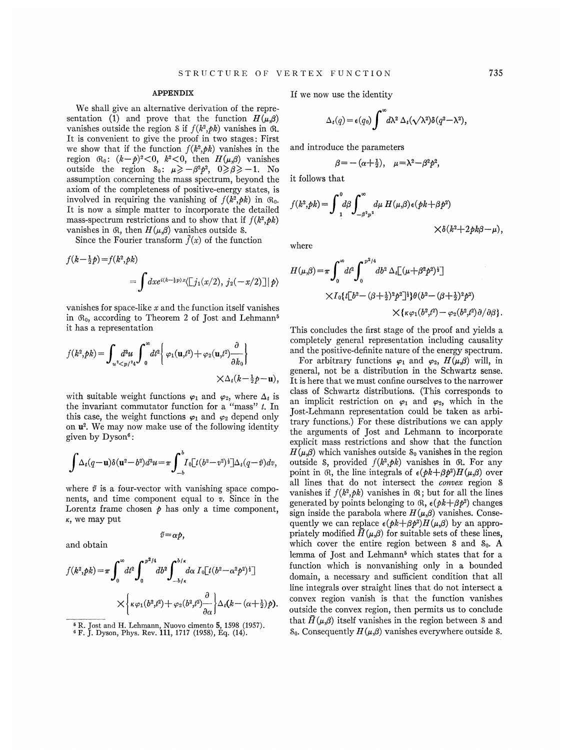## APPENDIX

We shall give an alternative derivation of the representation (1) and prove that the function $H(\mu,\beta)$ vanishes outside the region $\mathcal{S}$ if $f(k^2,pk)$ vanishes in $\mathcal{R}$. It is convenient to give the proof in two stages: First we show that if the function $f(k^2,pk)$ vanishes in the region $\mathcal{R}_0$: $(k-p)^2<0$, $k^2<0$, then $H(\mu,\beta)$ vanishes outside the region $\mathcal{S}_0$: $\mu\geqslant -\beta^2p^2$, $0\geqslant\beta\geqslant -1$. No assumption concerning the mass spectrum, beyond the axiom of the completeness of positive-energy states, is involved in requiring the vanishing of $f(k^2,pk)$ in $\mathcal{R}_0$. It is now a simple matter to incorporate the detailed mass-spectrum restrictions and to show that if $f(k^2,pk)$ vanishes in $\mathcal{R}$, then $H(\mu,\beta)$ vanishes outside $\mathcal{S}$.

Since the Fourier transform $\tilde{f}(x)$ of the function

$$f(k-\tfrac{1}{2}p)=f(k^2,pk)=\int dx e^{i(k-\frac{1}{2}p)x}\langle[j_1(x/2),\,j_2(-x/2)]|p\rangle$$

vanishes for space-like $x$ and the function itself vanishes in $\mathcal{R}_0$, according to Theorem 2 of Jost and Lehmann[5] it has a representation

$$f(k^2,pk)=\int_{u^2<p^2/4}d^3u\int_0^\infty dt^2\left\{\varphi_1(\mathbf{u},t^2)+\varphi_2(\mathbf{u},t^2)\frac{\partial}{\partial k_0}\right\}\times\Delta_t(k-\tfrac{1}{2}p-\mathbf{u}),$$

with suitable weight functions $\varphi_1$ and $\varphi_2$, where $\Delta_t$ is the invariant commutator function for a "mass" $t$. In this case, the weight functions $\varphi_1$ and $\varphi_2$ depend only on $\mathbf{u}^2$. We may now make use of the following identity given by Dyson[6]:

$$\int\Delta_t(q-\mathbf{u})\delta(\mathbf{u}^2-b^2)d^3u=\pi\int_{-b}^{b}I_0[t(b^2-v^2)^{\frac{1}{2}}]\Delta_t(q-\tilde{v})dv,$$

where $\tilde{v}$ is a four-vector with vanishing space components, and time component equal to $v$. Since in the Lorentz frame chosen $p$ has only a time component, $\kappa$, we may put

$$\tilde{v}=\alpha p,$$

and obtain

$$f(k^2,pk)=\pi\int_0^\infty dt^2\int_0^{p^2/4}db^2\int_{-b/\kappa}^{b/\kappa}d\alpha\, I_0[t(b^2-\alpha^2p^2)^{\frac{1}{2}}]\times\left\{\kappa\varphi_1(b^2,t^2)+\varphi_2(b^2,t^2)\frac{\partial}{\partial\alpha}\right\}\Delta_t(k-(\alpha+\tfrac{1}{2})p).$$

If we now use the identity

$$\Delta_t(q)=\epsilon(q_0)\int^\infty d\lambda^2\,\Delta_t(\sqrt{\lambda^2})\delta(q^2-\lambda^2),$$

and introduce the parameters

$$\beta=-(\alpha+\tfrac{1}{2}),\quad \mu=\lambda^2-\beta^2p^2,$$

it follows that

$$f(k^2,pk)=\int_1^0 d\beta\int_{-\beta^2p^2}^\infty d\mu\, H(\mu,\beta)\epsilon(pk+\beta p^2)\times\delta(k^2+2pk\beta-\mu),$$

where

$$H(\mu,\beta)=\pi\int_0^\infty dt^2\int_0^{p^2/4}db^2\,\Delta_t[(\mu+\beta^2p^2)^{\frac{1}{2}}]\times I_0\{t[b^2-(\beta+\tfrac{1}{2})^2p^2]^{\frac{1}{2}}\}\theta(b^2-(\beta+\tfrac{1}{2})^2p^2)\times\{\kappa\varphi_1(b^2,t^2)-\varphi_2(b^2,t^2)\partial/\partial\beta\}.$$

This concludes the first stage of the proof and yields a completely general representation including causality and the positive-definite nature of the energy spectrum.

For arbitrary functions $\varphi_1$ and $\varphi_2$, $H(\mu,\beta)$ will, in general, not be a distribution in the Schwartz sense. It is here that we must confine ourselves to the narrower class of Schwartz distributions. (This corresponds to an implicit restriction on $\varphi_1$ and $\varphi_2$, which in the Jost-Lehmann representation could be taken as arbitrary functions.) For these distributions we can apply the arguments of Jost and Lehmann to incorporate explicit mass restrictions and show that the function $H(\mu,\beta)$ which vanishes outside $\mathcal{S}_0$ vanishes in the region outside $\mathcal{S}$, provided $f(k^2,pk)$ vanishes in $\mathcal{R}$. For any point in $\mathcal{R}$, the line integrals of $\epsilon(pk+\beta p^2)H(\mu,\beta)$ over all lines that do not intersect the *convex* region $\mathcal{S}$ vanishes if $f(k^2,pk)$ vanishes in $\mathcal{R}$; but for all the lines generated by points belonging to $\mathcal{R}$, $\epsilon(pk+\beta p^2)$ changes sign inside the parabola where $H(\mu,\beta)$ vanishes. Consequently we can replace $\epsilon(pk+\beta p^2)H(\mu,\beta)$ by an appropriately modified $\bar{H}(\mu,\beta)$ for suitable sets of these lines, which cover the entire region between $\mathcal{S}$ and $\mathcal{S}_0$. A lemma of Jost and Lehmann[5] which states that for a function which is nonvanishing only in a bounded domain, a necessary and sufficient condition that all line integrals over straight lines that do not intersect a convex region vanish is that the function vanishes outside the convex region, then permits us to conclude that $\bar{H}(\mu,\beta)$ itself vanishes in the region between $\mathcal{S}$ and $\mathcal{S}_0$. Consequently $H(\mu,\beta)$ vanishes everywhere outside $\mathcal{S}$.

---

[5] R. Jost and H. Lehmann, Nuovo cimento **5**, 1598 (1957).

[6] F. J. Dyson, Phys. Rev. **111**, 1717 (1958), Eq. (14).